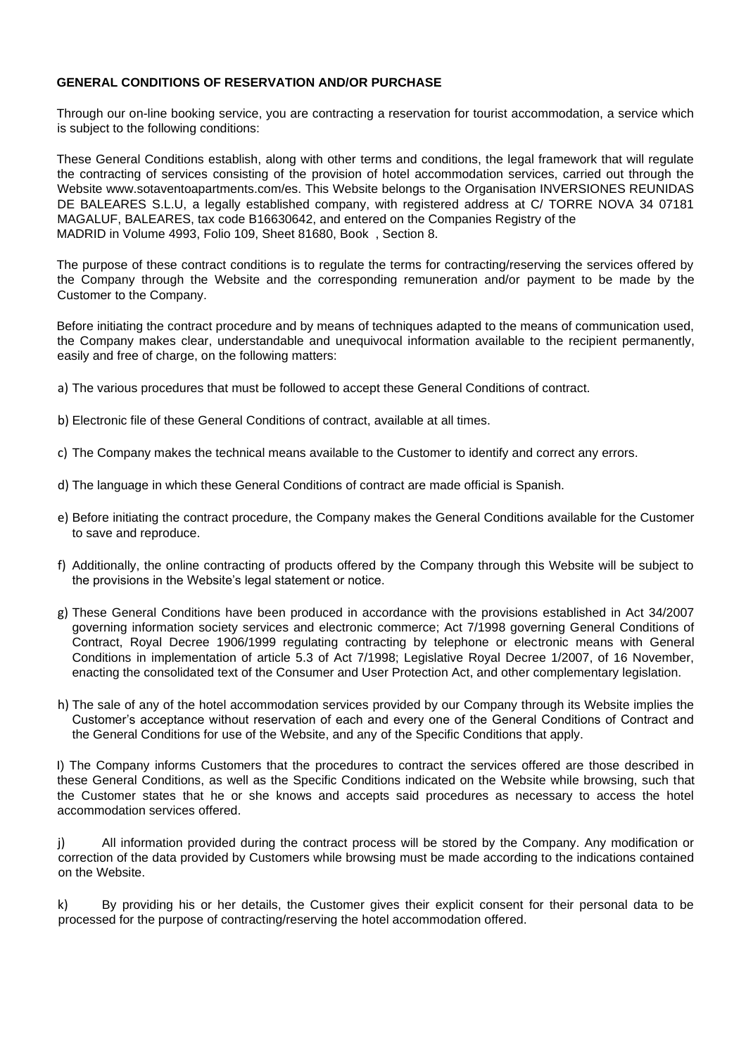**GENERAL CONDITIONS OF RESERVATION AND/OR PURCHASE**

Through our on-line booking service, you are contracting a reservation for tourist accommodation, a service which is subject to the following conditions:

These General Conditions establish, along with other terms and conditions, the legal framework that will regulate the contracting of services consisting of the provision of hotel accommodation services, carried out through the Website www.sotaventoapartments.com/es. This Website belongs to the Organisation INVERSIONES REUNIDAS DE BALEARES S.L.U, a legally established company, with registered address at C/ TORRE NOVA 34 07181 MAGALUF, BALEARES, tax code B16630642, and entered on the Companies Registry of the MADRID in Volume 4993, Folio 109, Sheet 81680, Book , Section 8.

The purpose of these contract conditions is to regulate the terms for contracting/reserving the services offered by the Company through the Website and the corresponding remuneration and/or payment to be made by the Customer to the Company.

Before initiating the contract procedure and by means of techniques adapted to the means of communication used, the Company makes clear, understandable and unequivocal information available to the recipient permanently, easily and free of charge, on the following matters:

a) The various procedures that must be followed to accept these General Conditions of contract.

b) Electronic file of these General Conditions of contract, available at all times.

c) The Company makes the technical means available to the Customer to identify and correct any errors.

d) The language in which these General Conditions of contract are made official is Spanish.

e) Before initiating the contract procedure, the Company makes the General Conditions available for the Customer to save and reproduce.

f) Additionally, the online contracting of products offered by the Company through this Website will be subject to the provisions in the Website's legal statement or notice.

g) These General Conditions have been produced in accordance with the provisions established in Act 34/2007 governing information society services and electronic commerce; Act 7/1998 governing General Conditions of Contract, Royal Decree 1906/1999 regulating contracting by telephone or electronic means with General Conditions in implementation of article 5.3 of Act 7/1998; Legislative Royal Decree 1/2007, of 16 November, enacting the consolidated text of the Consumer and User Protection Act, and other complementary legislation.

h) The sale of any of the hotel accommodation services provided by our Company through its Website implies the Customer's acceptance without reservation of each and every one of the General Conditions of Contract and the General Conditions for use of the Website, and any of the Specific Conditions that apply.

I) The Company informs Customers that the procedures to contract the services offered are those described in these General Conditions, as well as the Specific Conditions indicated on the Website while browsing, such that the Customer states that he or she knows and accepts said procedures as necessary to access the hotel accommodation services offered.

j) All information provided during the contract process will be stored by the Company. Any modification or correction of the data provided by Customers while browsing must be made according to the indications contained on the Website.

k) By providing his or her details, the Customer gives their explicit consent for their personal data to be processed for the purpose of contracting/reserving the hotel accommodation offered.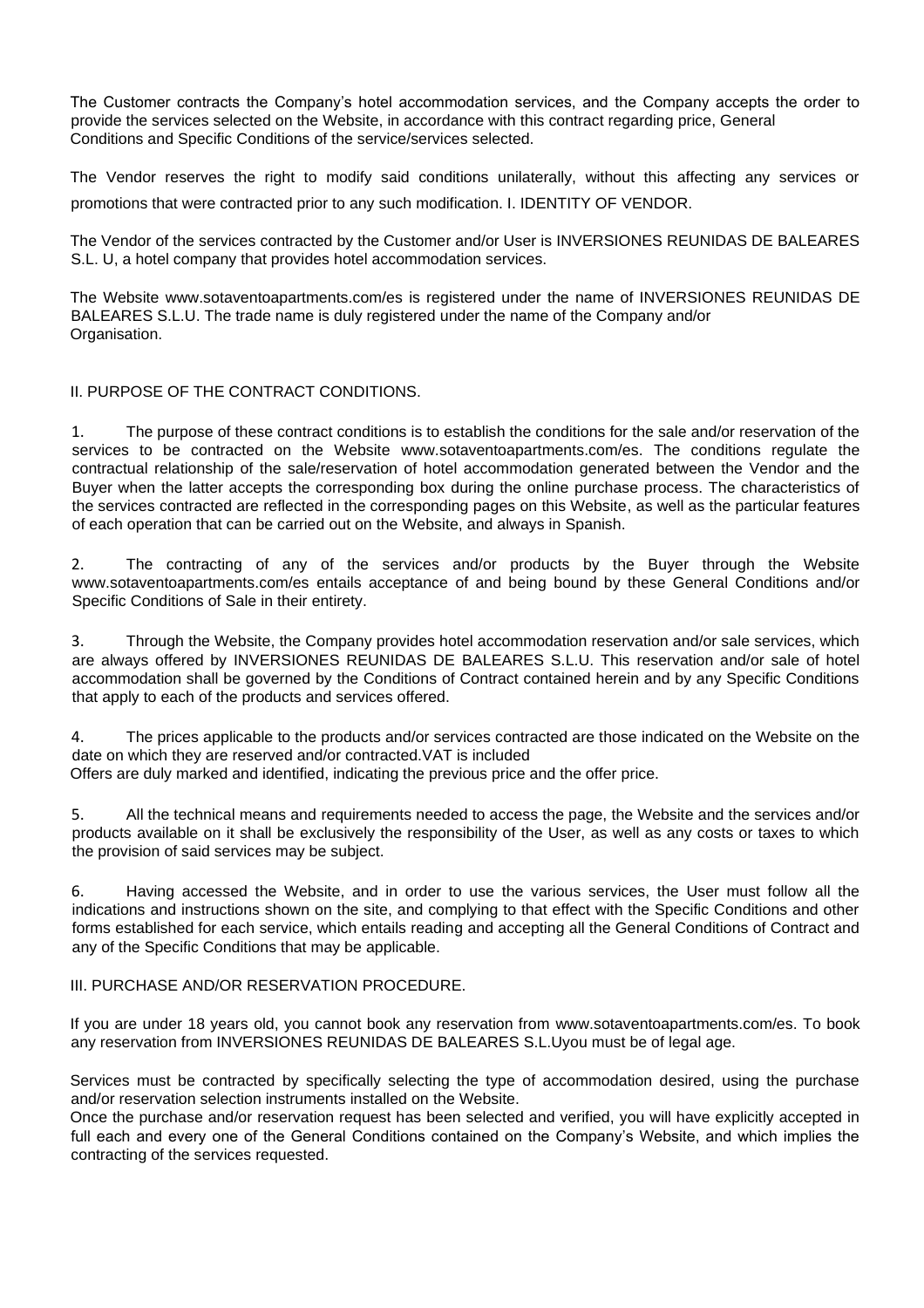The Customer contracts the Company's hotel accommodation services, and the Company accepts the order to provide the services selected on the Website, in accordance with this contract regarding price, General Conditions and Specific Conditions of the service/services selected.

The Vendor reserves the right to modify said conditions unilaterally, without this affecting any services or promotions that were contracted prior to any such modification. I. IDENTITY OF VENDOR.

The Vendor of the services contracted by the Customer and/or User is INVERSIONES REUNIDAS DE BALEARES S.L. U, a hotel company that provides hotel accommodation services.

The Website www.sotaventoapartments.com/es is registered under the name of INVERSIONES REUNIDAS DE BALEARES S.L.U. The trade name is duly registered under the name of the Company and/or Organisation.

## II. PURPOSE OF THE CONTRACT CONDITIONS.

1. The purpose of these contract conditions is to establish the conditions for the sale and/or reservation of the services to be contracted on the Website www.sotaventoapartments.com/es. The conditions regulate the contractual relationship of the sale/reservation of hotel accommodation generated between the Vendor and the Buyer when the latter accepts the corresponding box during the online purchase process. The characteristics of the services contracted are reflected in the corresponding pages on this Website, as well as the particular features of each operation that can be carried out on the Website, and always in Spanish.

2. The contracting of any of the services and/or products by the Buyer through the Website www.sotaventoapartments.com/es entails acceptance of and being bound by these General Conditions and/or Specific Conditions of Sale in their entirety.

3. Through the Website, the Company provides hotel accommodation reservation and/or sale services, which are always offered by INVERSIONES REUNIDAS DE BALEARES S.L.U. This reservation and/or sale of hotel accommodation shall be governed by the Conditions of Contract contained herein and by any Specific Conditions that apply to each of the products and services offered.

4. The prices applicable to the products and/or services contracted are those indicated on the Website on the date on which they are reserved and/or contracted.VAT is included
Offers are duly marked and identified, indicating the previous price and the offer price.

5. All the technical means and requirements needed to access the page, the Website and the services and/or products available on it shall be exclusively the responsibility of the User, as well as any costs or taxes to which the provision of said services may be subject.

6. Having accessed the Website, and in order to use the various services, the User must follow all the indications and instructions shown on the site, and complying to that effect with the Specific Conditions and other forms established for each service, which entails reading and accepting all the General Conditions of Contract and any of the Specific Conditions that may be applicable.

## III. PURCHASE AND/OR RESERVATION PROCEDURE.

If you are under 18 years old, you cannot book any reservation from www.sotaventoapartments.com/es. To book any reservation from INVERSIONES REUNIDAS DE BALEARES S.L.Uyou must be of legal age.

Services must be contracted by specifically selecting the type of accommodation desired, using the purchase and/or reservation selection instruments installed on the Website.
Once the purchase and/or reservation request has been selected and verified, you will have explicitly accepted in full each and every one of the General Conditions contained on the Company's Website, and which implies the contracting of the services requested.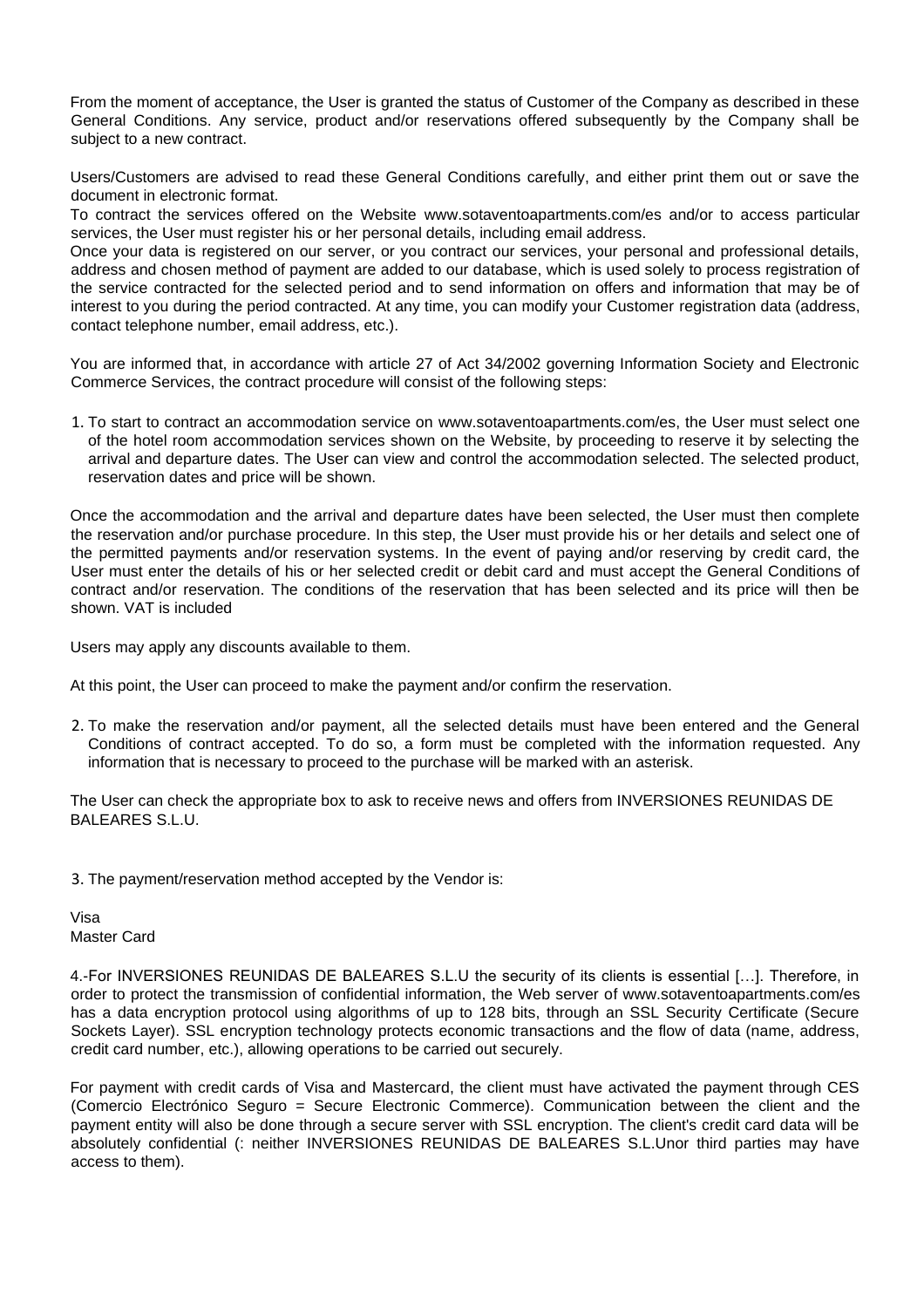From the moment of acceptance, the User is granted the status of Customer of the Company as described in these General Conditions. Any service, product and/or reservations offered subsequently by the Company shall be subject to a new contract.

Users/Customers are advised to read these General Conditions carefully, and either print them out or save the document in electronic format.
To contract the services offered on the Website www.sotaventoapartments.com/es and/or to access particular services, the User must register his or her personal details, including email address.
Once your data is registered on our server, or you contract our services, your personal and professional details, address and chosen method of payment are added to our database, which is used solely to process registration of the service contracted for the selected period and to send information on offers and information that may be of interest to you during the period contracted. At any time, you can modify your Customer registration data (address, contact telephone number, email address, etc.).

You are informed that, in accordance with article 27 of Act 34/2002 governing Information Society and Electronic Commerce Services, the contract procedure will consist of the following steps:

1. To start to contract an accommodation service on www.sotaventoapartments.com/es, the User must select one of the hotel room accommodation services shown on the Website, by proceeding to reserve it by selecting the arrival and departure dates. The User can view and control the accommodation selected. The selected product, reservation dates and price will be shown.

Once the accommodation and the arrival and departure dates have been selected, the User must then complete the reservation and/or purchase procedure. In this step, the User must provide his or her details and select one of the permitted payments and/or reservation systems. In the event of paying and/or reserving by credit card, the User must enter the details of his or her selected credit or debit card and must accept the General Conditions of contract and/or reservation. The conditions of the reservation that has been selected and its price will then be shown. VAT is included

Users may apply any discounts available to them.

At this point, the User can proceed to make the payment and/or confirm the reservation.

2. To make the reservation and/or payment, all the selected details must have been entered and the General Conditions of contract accepted. To do so, a form must be completed with the information requested. Any information that is necessary to proceed to the purchase will be marked with an asterisk.

The User can check the appropriate box to ask to receive news and offers from INVERSIONES REUNIDAS DE BALEARES S.L.U.

3. The payment/reservation method accepted by the Vendor is:

Visa
Master Card

4.-For INVERSIONES REUNIDAS DE BALEARES S.L.U the security of its clients is essential […]. Therefore, in order to protect the transmission of confidential information, the Web server of www.sotaventoapartments.com/es has a data encryption protocol using algorithms of up to 128 bits, through an SSL Security Certificate (Secure Sockets Layer). SSL encryption technology protects economic transactions and the flow of data (name, address, credit card number, etc.), allowing operations to be carried out securely.

For payment with credit cards of Visa and Mastercard, the client must have activated the payment through CES (Comercio Electrónico Seguro = Secure Electronic Commerce). Communication between the client and the payment entity will also be done through a secure server with SSL encryption. The client's credit card data will be absolutely confidential (: neither INVERSIONES REUNIDAS DE BALEARES S.L.Unor third parties may have access to them).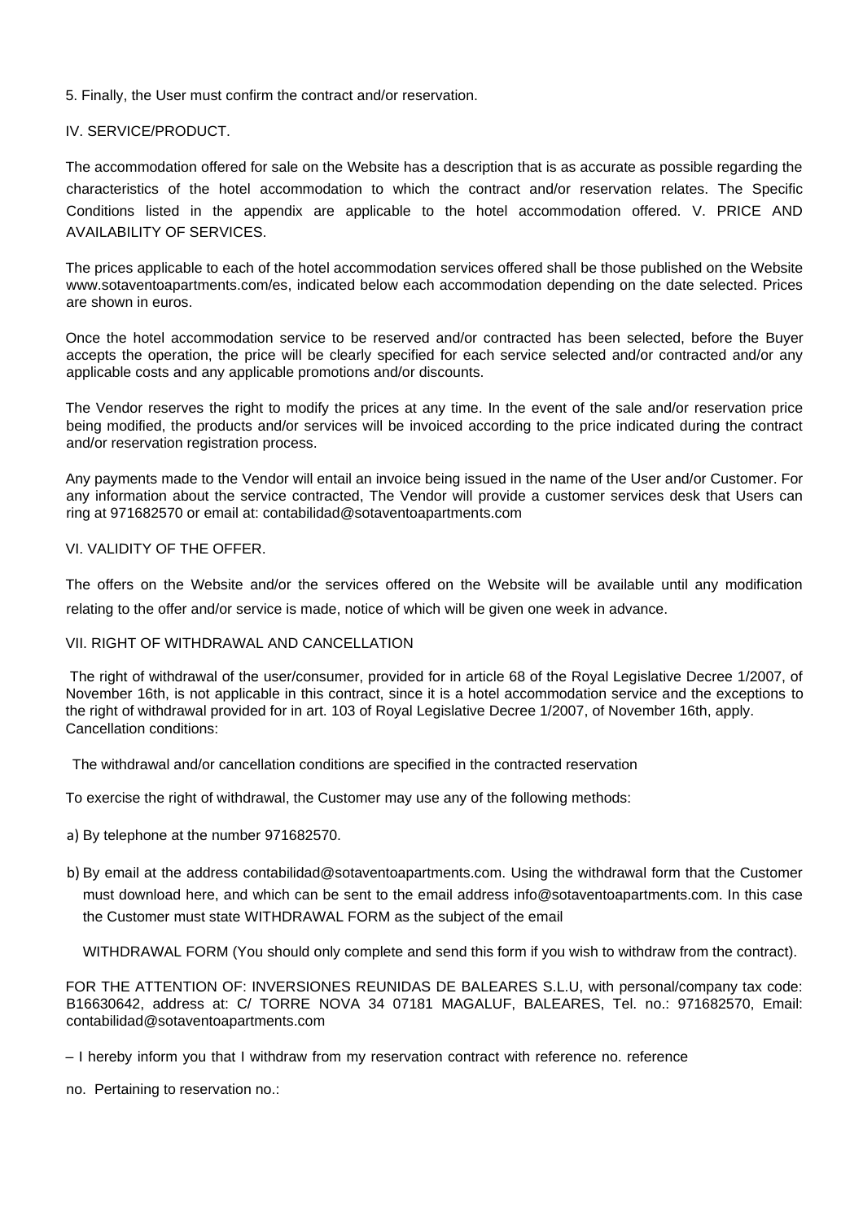5. Finally, the User must confirm the contract and/or reservation.

IV. SERVICE/PRODUCT.

The accommodation offered for sale on the Website has a description that is as accurate as possible regarding the characteristics of the hotel accommodation to which the contract and/or reservation relates. The Specific Conditions listed in the appendix are applicable to the hotel accommodation offered. V. PRICE AND AVAILABILITY OF SERVICES.

The prices applicable to each of the hotel accommodation services offered shall be those published on the Website www.sotaventoapartments.com/es, indicated below each accommodation depending on the date selected. Prices are shown in euros.

Once the hotel accommodation service to be reserved and/or contracted has been selected, before the Buyer accepts the operation, the price will be clearly specified for each service selected and/or contracted and/or any applicable costs and any applicable promotions and/or discounts.

The Vendor reserves the right to modify the prices at any time. In the event of the sale and/or reservation price being modified, the products and/or services will be invoiced according to the price indicated during the contract and/or reservation registration process.

Any payments made to the Vendor will entail an invoice being issued in the name of the User and/or Customer. For any information about the service contracted, The Vendor will provide a customer services desk that Users can ring at 971682570 or email at: contabilidad@sotaventoapartments.com

VI. VALIDITY OF THE OFFER.

The offers on the Website and/or the services offered on the Website will be available until any modification relating to the offer and/or service is made, notice of which will be given one week in advance.

VII. RIGHT OF WITHDRAWAL AND CANCELLATION

The right of withdrawal of the user/consumer, provided for in article 68 of the Royal Legislative Decree 1/2007, of November 16th, is not applicable in this contract, since it is a hotel accommodation service and the exceptions to the right of withdrawal provided for in art. 103 of Royal Legislative Decree 1/2007, of November 16th, apply. Cancellation conditions:

The withdrawal and/or cancellation conditions are specified in the contracted reservation

To exercise the right of withdrawal, the Customer may use any of the following methods:

a) By telephone at the number 971682570.

b) By email at the address contabilidad@sotaventoapartments.com. Using the withdrawal form that the Customer must download here, and which can be sent to the email address info@sotaventoapartments.com. In this case the Customer must state WITHDRAWAL FORM as the subject of the email

WITHDRAWAL FORM (You should only complete and send this form if you wish to withdraw from the contract).

FOR THE ATTENTION OF: INVERSIONES REUNIDAS DE BALEARES S.L.U, with personal/company tax code: B16630642, address at: C/ TORRE NOVA 34 07181 MAGALUF, BALEARES, Tel. no.: 971682570, Email: contabilidad@sotaventoapartments.com

– I hereby inform you that I withdraw from my reservation contract with reference no. reference

no. Pertaining to reservation no.: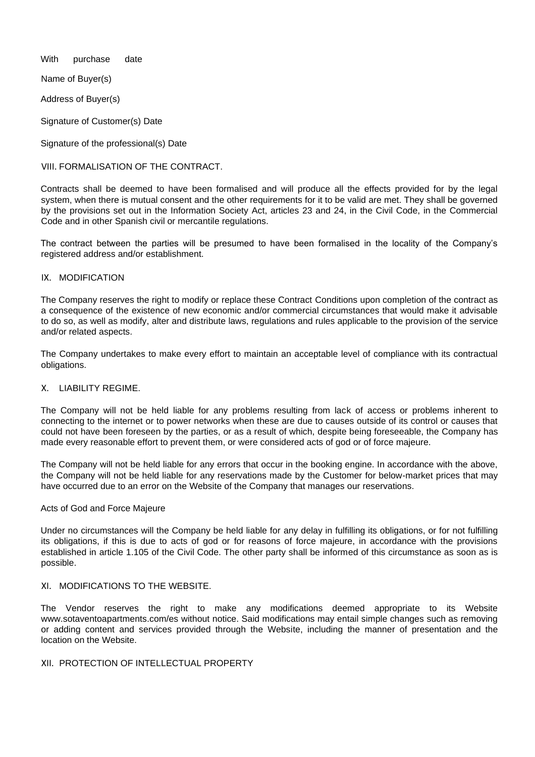With purchase date

Name of Buyer(s)

Address of Buyer(s)

Signature of Customer(s) Date

Signature of the professional(s) Date

## VIII. FORMALISATION OF THE CONTRACT.

Contracts shall be deemed to have been formalised and will produce all the effects provided for by the legal system, when there is mutual consent and the other requirements for it to be valid are met. They shall be governed by the provisions set out in the Information Society Act, articles 23 and 24, in the Civil Code, in the Commercial Code and in other Spanish civil or mercantile regulations.

The contract between the parties will be presumed to have been formalised in the locality of the Company's registered address and/or establishment.

## IX. MODIFICATION

The Company reserves the right to modify or replace these Contract Conditions upon completion of the contract as a consequence of the existence of new economic and/or commercial circumstances that would make it advisable to do so, as well as modify, alter and distribute laws, regulations and rules applicable to the provision of the service and/or related aspects.

The Company undertakes to make every effort to maintain an acceptable level of compliance with its contractual obligations.

## X. LIABILITY REGIME.

The Company will not be held liable for any problems resulting from lack of access or problems inherent to connecting to the internet or to power networks when these are due to causes outside of its control or causes that could not have been foreseen by the parties, or as a result of which, despite being foreseeable, the Company has made every reasonable effort to prevent them, or were considered acts of god or of force majeure.

The Company will not be held liable for any errors that occur in the booking engine. In accordance with the above, the Company will not be held liable for any reservations made by the Customer for below-market prices that may have occurred due to an error on the Website of the Company that manages our reservations.

Acts of God and Force Majeure

Under no circumstances will the Company be held liable for any delay in fulfilling its obligations, or for not fulfilling its obligations, if this is due to acts of god or for reasons of force majeure, in accordance with the provisions established in article 1.105 of the Civil Code. The other party shall be informed of this circumstance as soon as is possible.

## XI. MODIFICATIONS TO THE WEBSITE.

The Vendor reserves the right to make any modifications deemed appropriate to its Website www.sotaventoapartments.com/es without notice. Said modifications may entail simple changes such as removing or adding content and services provided through the Website, including the manner of presentation and the location on the Website.

## XII. PROTECTION OF INTELLECTUAL PROPERTY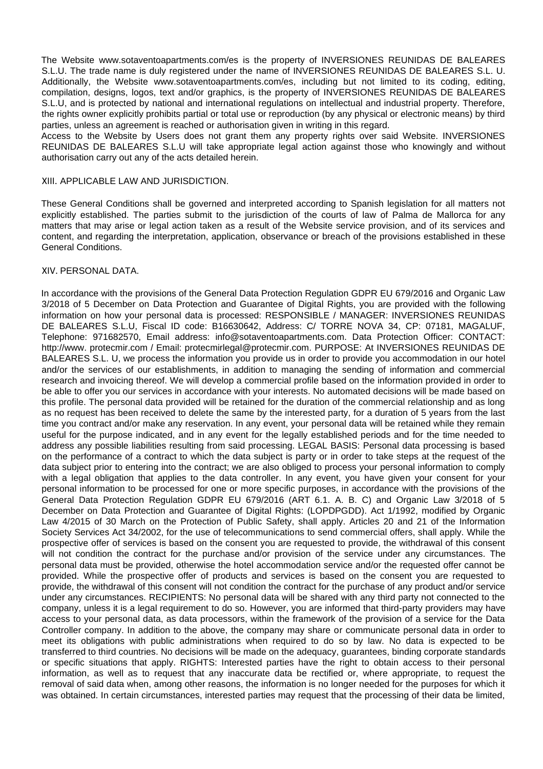The Website www.sotaventoapartments.com/es is the property of INVERSIONES REUNIDAS DE BALEARES S.L.U. The trade name is duly registered under the name of INVERSIONES REUNIDAS DE BALEARES S.L. U. Additionally, the Website www.sotaventoapartments.com/es, including but not limited to its coding, editing, compilation, designs, logos, text and/or graphics, is the property of INVERSIONES REUNIDAS DE BALEARES S.L.U, and is protected by national and international regulations on intellectual and industrial property. Therefore, the rights owner explicitly prohibits partial or total use or reproduction (by any physical or electronic means) by third parties, unless an agreement is reached or authorisation given in writing in this regard.
Access to the Website by Users does not grant them any property rights over said Website. INVERSIONES REUNIDAS DE BALEARES S.L.U will take appropriate legal action against those who knowingly and without authorisation carry out any of the acts detailed herein.

## XIII. APPLICABLE LAW AND JURISDICTION.

These General Conditions shall be governed and interpreted according to Spanish legislation for all matters not explicitly established. The parties submit to the jurisdiction of the courts of law of Palma de Mallorca for any matters that may arise or legal action taken as a result of the Website service provision, and of its services and content, and regarding the interpretation, application, observance or breach of the provisions established in these General Conditions.

## XIV. PERSONAL DATA.

In accordance with the provisions of the General Data Protection Regulation GDPR EU 679/2016 and Organic Law 3/2018 of 5 December on Data Protection and Guarantee of Digital Rights, you are provided with the following information on how your personal data is processed: RESPONSIBLE / MANAGER: INVERSIONES REUNIDAS DE BALEARES S.L.U, Fiscal ID code: B16630642, Address: C/ TORRE NOVA 34, CP: 07181, MAGALUF, Telephone: 971682570, Email address: info@sotaventoapartments.com. Data Protection Officer: CONTACT: http://www. protecmir.com / Email: protecmirlegal@protecmir.com. PURPOSE: At INVERSIONES REUNIDAS DE BALEARES S.L. U, we process the information you provide us in order to provide you accommodation in our hotel and/or the services of our establishments, in addition to managing the sending of information and commercial research and invoicing thereof. We will develop a commercial profile based on the information provided in order to be able to offer you our services in accordance with your interests. No automated decisions will be made based on this profile. The personal data provided will be retained for the duration of the commercial relationship and as long as no request has been received to delete the same by the interested party, for a duration of 5 years from the last time you contract and/or make any reservation. In any event, your personal data will be retained while they remain useful for the purpose indicated, and in any event for the legally established periods and for the time needed to address any possible liabilities resulting from said processing. LEGAL BASIS: Personal data processing is based on the performance of a contract to which the data subject is party or in order to take steps at the request of the data subject prior to entering into the contract; we are also obliged to process your personal information to comply with a legal obligation that applies to the data controller. In any event, you have given your consent for your personal information to be processed for one or more specific purposes, in accordance with the provisions of the General Data Protection Regulation GDPR EU 679/2016 (ART 6.1. A. B. C) and Organic Law 3/2018 of 5 December on Data Protection and Guarantee of Digital Rights: (LOPDPGDD). Act 1/1992, modified by Organic Law 4/2015 of 30 March on the Protection of Public Safety, shall apply. Articles 20 and 21 of the Information Society Services Act 34/2002, for the use of telecommunications to send commercial offers, shall apply. While the prospective offer of services is based on the consent you are requested to provide, the withdrawal of this consent will not condition the contract for the purchase and/or provision of the service under any circumstances. The personal data must be provided, otherwise the hotel accommodation service and/or the requested offer cannot be provided. While the prospective offer of products and services is based on the consent you are requested to provide, the withdrawal of this consent will not condition the contract for the purchase of any product and/or service under any circumstances. RECIPIENTS: No personal data will be shared with any third party not connected to the company, unless it is a legal requirement to do so. However, you are informed that third-party providers may have access to your personal data, as data processors, within the framework of the provision of a service for the Data Controller company. In addition to the above, the company may share or communicate personal data in order to meet its obligations with public administrations when required to do so by law. No data is expected to be transferred to third countries. No decisions will be made on the adequacy, guarantees, binding corporate standards or specific situations that apply. RIGHTS: Interested parties have the right to obtain access to their personal information, as well as to request that any inaccurate data be rectified or, where appropriate, to request the removal of said data when, among other reasons, the information is no longer needed for the purposes for which it was obtained. In certain circumstances, interested parties may request that the processing of their data be limited,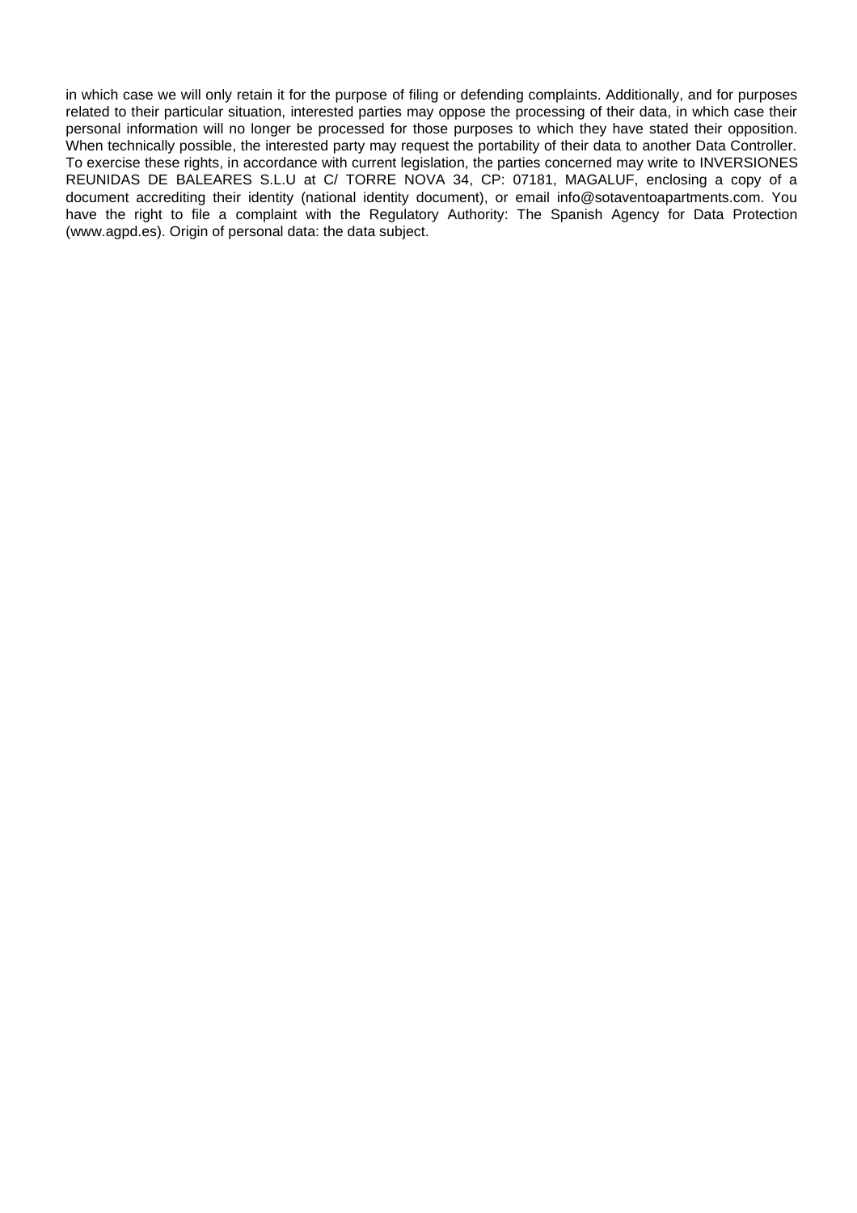in which case we will only retain it for the purpose of filing or defending complaints. Additionally, and for purposes related to their particular situation, interested parties may oppose the processing of their data, in which case their personal information will no longer be processed for those purposes to which they have stated their opposition. When technically possible, the interested party may request the portability of their data to another Data Controller. To exercise these rights, in accordance with current legislation, the parties concerned may write to INVERSIONES REUNIDAS DE BALEARES S.L.U at C/ TORRE NOVA 34, CP: 07181, MAGALUF, enclosing a copy of a document accrediting their identity (national identity document), or email info@sotaventoapartments.com. You have the right to file a complaint with the Regulatory Authority: The Spanish Agency for Data Protection (www.agpd.es). Origin of personal data: the data subject.